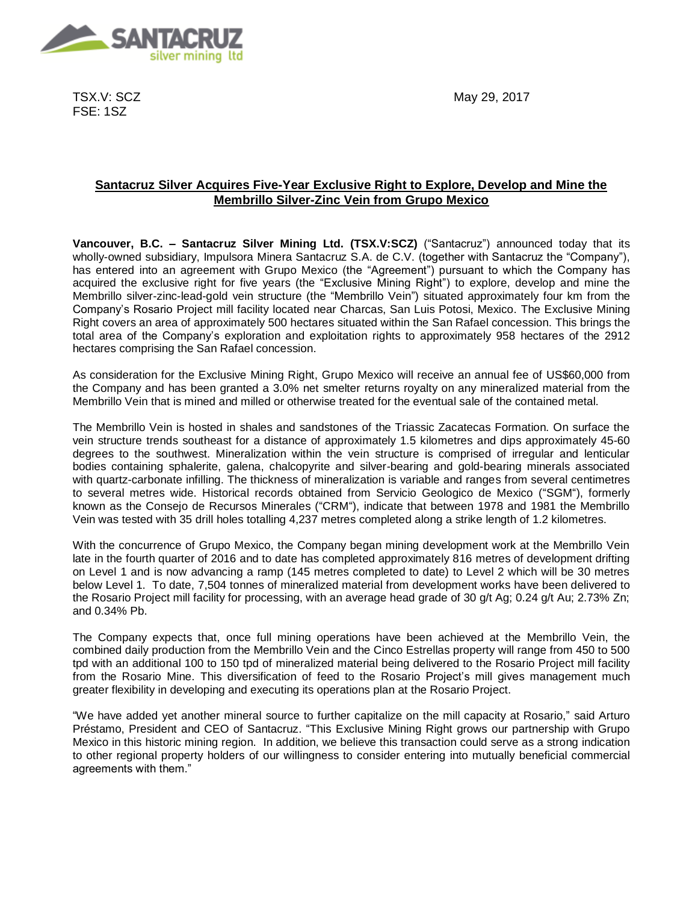TSX.V: SCZ
FSE: 1SZ

May 29, 2017

## Santacruz Silver Acquires Five-Year Exclusive Right to Explore, Develop and Mine the Membrillo Silver-Zinc Vein from Grupo Mexico

**Vancouver, B.C. – Santacruz Silver Mining Ltd. (TSX.V:SCZ)** ("Santacruz") announced today that its wholly-owned subsidiary, Impulsora Minera Santacruz S.A. de C.V. (together with Santacruz the "Company"), has entered into an agreement with Grupo Mexico (the "Agreement") pursuant to which the Company has acquired the exclusive right for five years (the "Exclusive Mining Right") to explore, develop and mine the Membrillo silver-zinc-lead-gold vein structure (the "Membrillo Vein") situated approximately four km from the Company's Rosario Project mill facility located near Charcas, San Luis Potosi, Mexico. The Exclusive Mining Right covers an area of approximately 500 hectares situated within the San Rafael concession. This brings the total area of the Company's exploration and exploitation rights to approximately 958 hectares of the 2912 hectares comprising the San Rafael concession.

As consideration for the Exclusive Mining Right, Grupo Mexico will receive an annual fee of US$60,000 from the Company and has been granted a 3.0% net smelter returns royalty on any mineralized material from the Membrillo Vein that is mined and milled or otherwise treated for the eventual sale of the contained metal.

The Membrillo Vein is hosted in shales and sandstones of the Triassic Zacatecas Formation. On surface the vein structure trends southeast for a distance of approximately 1.5 kilometres and dips approximately 45-60 degrees to the southwest. Mineralization within the vein structure is comprised of irregular and lenticular bodies containing sphalerite, galena, chalcopyrite and silver-bearing and gold-bearing minerals associated with quartz-carbonate infilling. The thickness of mineralization is variable and ranges from several centimetres to several metres wide. Historical records obtained from Servicio Geologico de Mexico ("SGM"), formerly known as the Consejo de Recursos Minerales ("CRM"), indicate that between 1978 and 1981 the Membrillo Vein was tested with 35 drill holes totalling 4,237 metres completed along a strike length of 1.2 kilometres.

With the concurrence of Grupo Mexico, the Company began mining development work at the Membrillo Vein late in the fourth quarter of 2016 and to date has completed approximately 816 metres of development drifting on Level 1 and is now advancing a ramp (145 metres completed to date) to Level 2 which will be 30 metres below Level 1. To date, 7,504 tonnes of mineralized material from development works have been delivered to the Rosario Project mill facility for processing, with an average head grade of 30 g/t Ag; 0.24 g/t Au; 2.73% Zn; and 0.34% Pb.

The Company expects that, once full mining operations have been achieved at the Membrillo Vein, the combined daily production from the Membrillo Vein and the Cinco Estrellas property will range from 450 to 500 tpd with an additional 100 to 150 tpd of mineralized material being delivered to the Rosario Project mill facility from the Rosario Mine. This diversification of feed to the Rosario Project's mill gives management much greater flexibility in developing and executing its operations plan at the Rosario Project.

"We have added yet another mineral source to further capitalize on the mill capacity at Rosario," said Arturo Préstamo, President and CEO of Santacruz. "This Exclusive Mining Right grows our partnership with Grupo Mexico in this historic mining region. In addition, we believe this transaction could serve as a strong indication to other regional property holders of our willingness to consider entering into mutually beneficial commercial agreements with them."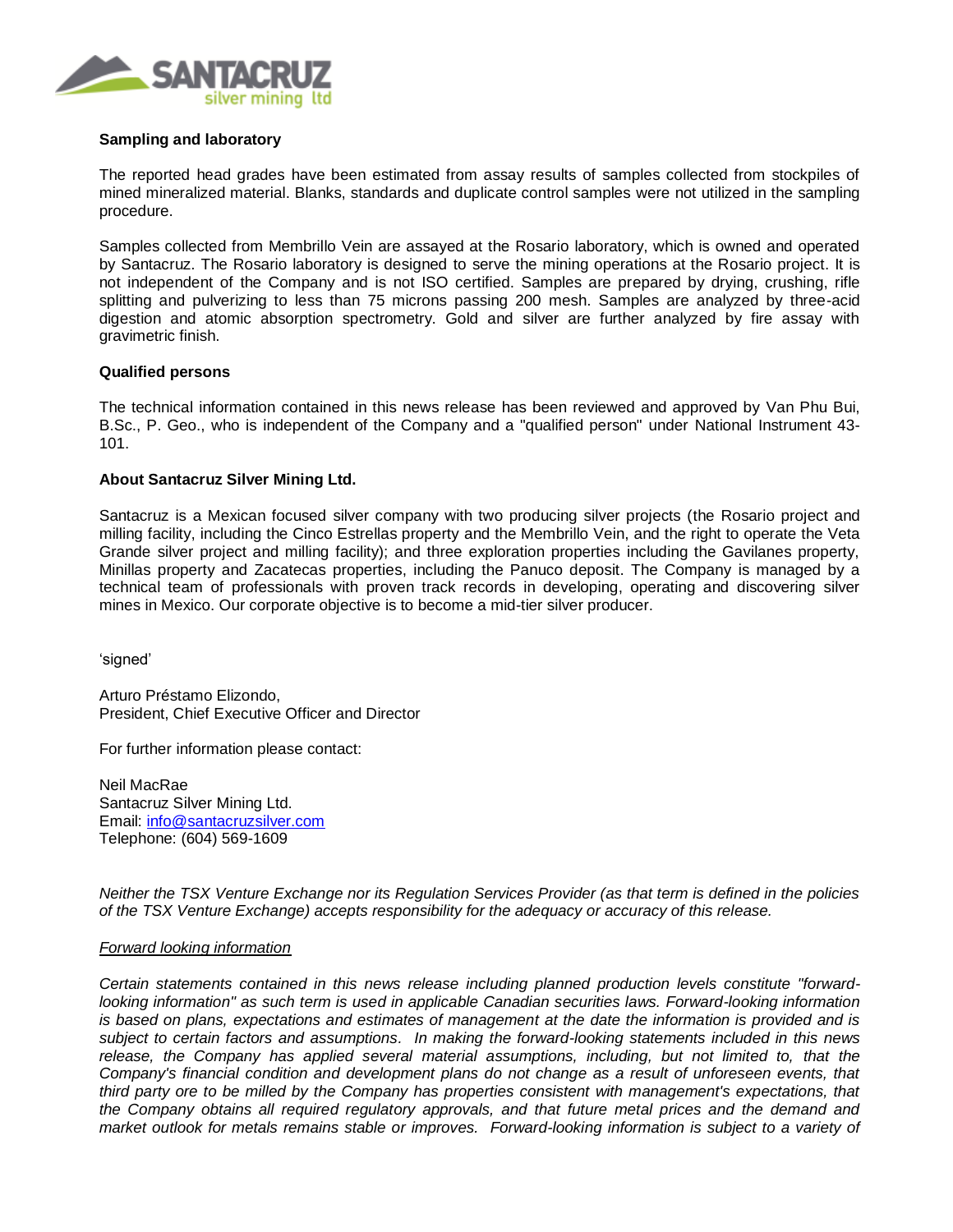**Sampling and laboratory**

The reported head grades have been estimated from assay results of samples collected from stockpiles of mined mineralized material. Blanks, standards and duplicate control samples were not utilized in the sampling procedure.

Samples collected from Membrillo Vein are assayed at the Rosario laboratory, which is owned and operated by Santacruz. The Rosario laboratory is designed to serve the mining operations at the Rosario project. It is not independent of the Company and is not ISO certified. Samples are prepared by drying, crushing, rifle splitting and pulverizing to less than 75 microns passing 200 mesh. Samples are analyzed by three-acid digestion and atomic absorption spectrometry. Gold and silver are further analyzed by fire assay with gravimetric finish.

**Qualified persons**

The technical information contained in this news release has been reviewed and approved by Van Phu Bui, B.Sc., P. Geo., who is independent of the Company and a "qualified person" under National Instrument 43-101.

**About Santacruz Silver Mining Ltd.**

Santacruz is a Mexican focused silver company with two producing silver projects (the Rosario project and milling facility, including the Cinco Estrellas property and the Membrillo Vein, and the right to operate the Veta Grande silver project and milling facility); and three exploration properties including the Gavilanes property, Minillas property and Zacatecas properties, including the Panuco deposit. The Company is managed by a technical team of professionals with proven track records in developing, operating and discovering silver mines in Mexico. Our corporate objective is to become a mid-tier silver producer.

'signed'

Arturo Préstamo Elizondo,
President, Chief Executive Officer and Director

For further information please contact:

Neil MacRae
Santacruz Silver Mining Ltd.
Email: info@santacruzsilver.com
Telephone: (604) 569-1609

*Neither the TSX Venture Exchange nor its Regulation Services Provider (as that term is defined in the policies of the TSX Venture Exchange) accepts responsibility for the adequacy or accuracy of this release.*

*Forward looking information*

*Certain statements contained in this news release including planned production levels constitute "forward-looking information" as such term is used in applicable Canadian securities laws. Forward-looking information is based on plans, expectations and estimates of management at the date the information is provided and is subject to certain factors and assumptions. In making the forward-looking statements included in this news release, the Company has applied several material assumptions, including, but not limited to, that the Company's financial condition and development plans do not change as a result of unforeseen events, that third party ore to be milled by the Company has properties consistent with management's expectations, that the Company obtains all required regulatory approvals, and that future metal prices and the demand and market outlook for metals remains stable or improves. Forward-looking information is subject to a variety of*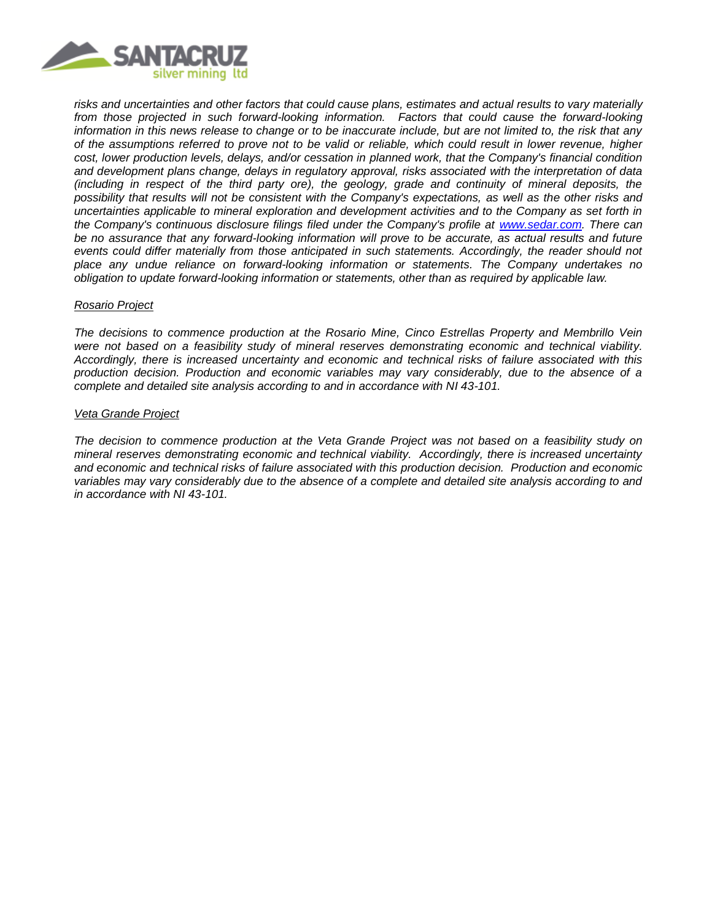*risks and uncertainties and other factors that could cause plans, estimates and actual results to vary materially from those projected in such forward-looking information. Factors that could cause the forward-looking information in this news release to change or to be inaccurate include, but are not limited to, the risk that any of the assumptions referred to prove not to be valid or reliable, which could result in lower revenue, higher cost, lower production levels, delays, and/or cessation in planned work, that the Company's financial condition and development plans change, delays in regulatory approval, risks associated with the interpretation of data (including in respect of the third party ore), the geology, grade and continuity of mineral deposits, the possibility that results will not be consistent with the Company's expectations, as well as the other risks and uncertainties applicable to mineral exploration and development activities and to the Company as set forth in the Company's continuous disclosure filings filed under the Company's profile at www.sedar.com. There can be no assurance that any forward-looking information will prove to be accurate, as actual results and future events could differ materially from those anticipated in such statements. Accordingly, the reader should not place any undue reliance on forward-looking information or statements. The Company undertakes no obligation to update forward-looking information or statements, other than as required by applicable law.*

*Rosario Project*

*The decisions to commence production at the Rosario Mine, Cinco Estrellas Property and Membrillo Vein were not based on a feasibility study of mineral reserves demonstrating economic and technical viability. Accordingly, there is increased uncertainty and economic and technical risks of failure associated with this production decision. Production and economic variables may vary considerably, due to the absence of a complete and detailed site analysis according to and in accordance with NI 43-101.*

*Veta Grande Project*

*The decision to commence production at the Veta Grande Project was not based on a feasibility study on mineral reserves demonstrating economic and technical viability. Accordingly, there is increased uncertainty and economic and technical risks of failure associated with this production decision. Production and economic variables may vary considerably due to the absence of a complete and detailed site analysis according to and in accordance with NI 43-101.*